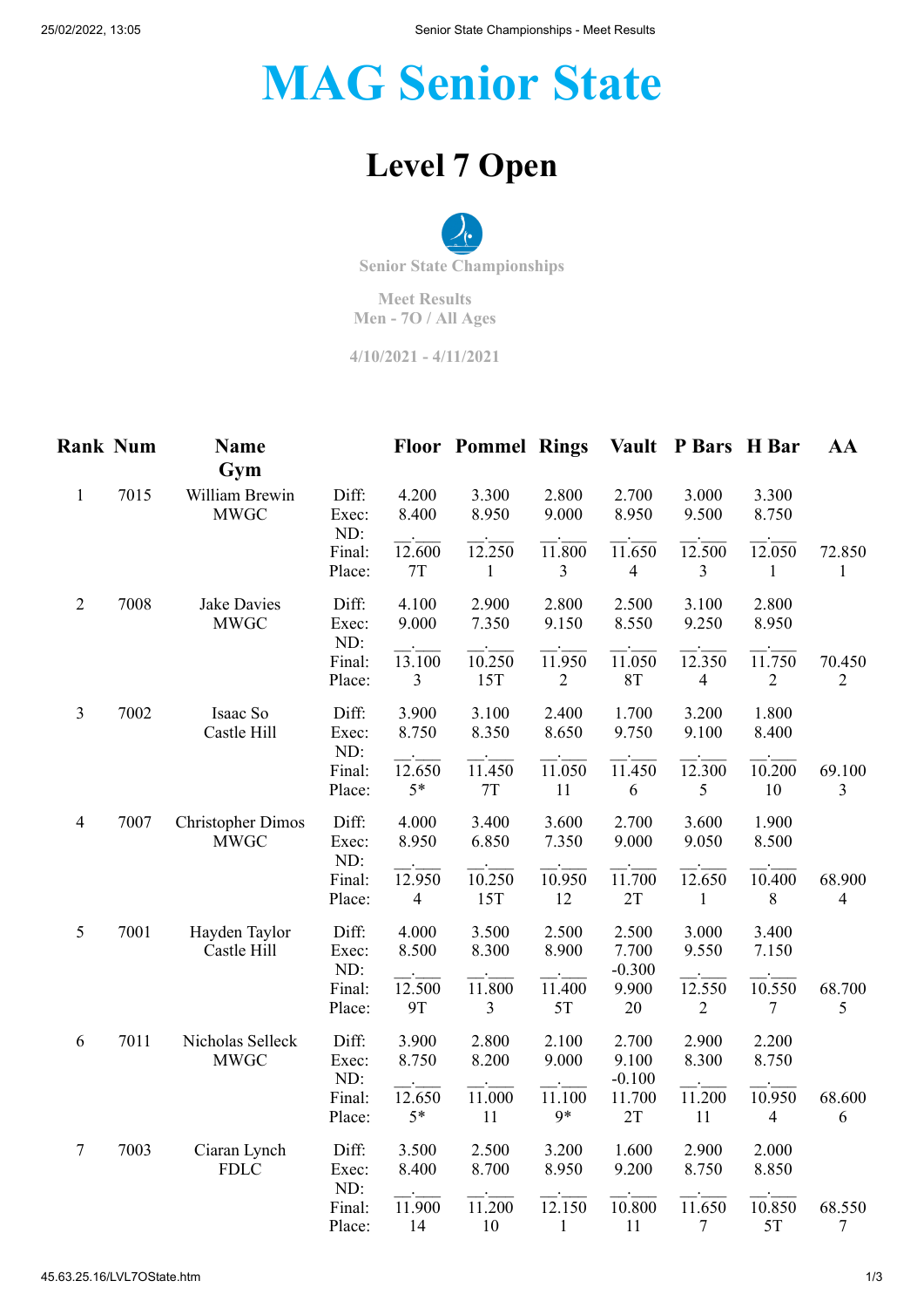# MAG Senior State

## Level 7 Open

Senior State Championships

Meet Results
Men - 7O / All Ages

4/10/2021 - 4/11/2021

| Rank | Num | Name<br>Gym | | Floor | Pommel | Rings | Vault | P Bars | H Bar | AA |
|---|---|---|---|---|---|---|---|---|---|---|
| 1 | 7015 | William Brewin<br>MWGC | Diff: | 4.200 | 3.300 | 2.800 | 2.700 | 3.000 | 3.300 | |
| | | | Exec: | 8.400 | 8.950 | 9.000 | 8.950 | 9.500 | 8.750 | |
| | | | ND: | | | | | | | |
| | | | Final: | 12.600 | 12.250 | 11.800 | 11.650 | 12.500 | 12.050 | 72.850 |
| | | | Place: | 7T | 1 | 3 | 4 | 3 | 1 | 1 |
| 2 | 7008 | Jake Davies<br>MWGC | Diff: | 4.100 | 2.900 | 2.800 | 2.500 | 3.100 | 2.800 | |
| | | | Exec: | 9.000 | 7.350 | 9.150 | 8.550 | 9.250 | 8.950 | |
| | | | ND: | | | | | | | |
| | | | Final: | 13.100 | 10.250 | 11.950 | 11.050 | 12.350 | 11.750 | 70.450 |
| | | | Place: | 3 | 15T | 2 | 8T | 4 | 2 | 2 |
| 3 | 7002 | Isaac So<br>Castle Hill | Diff: | 3.900 | 3.100 | 2.400 | 1.700 | 3.200 | 1.800 | |
| | | | Exec: | 8.750 | 8.350 | 8.650 | 9.750 | 9.100 | 8.400 | |
| | | | ND: | | | | | | | |
| | | | Final: | 12.650 | 11.450 | 11.050 | 11.450 | 12.300 | 10.200 | 69.100 |
| | | | Place: | 5* | 7T | 11 | 6 | 5 | 10 | 3 |
| 4 | 7007 | Christopher Dimos<br>MWGC | Diff: | 4.000 | 3.400 | 3.600 | 2.700 | 3.600 | 1.900 | |
| | | | Exec: | 8.950 | 6.850 | 7.350 | 9.000 | 9.050 | 8.500 | |
| | | | ND: | | | | | | | |
| | | | Final: | 12.950 | 10.250 | 10.950 | 11.700 | 12.650 | 10.400 | 68.900 |
| | | | Place: | 4 | 15T | 12 | 2T | 1 | 8 | 4 |
| 5 | 7001 | Hayden Taylor<br>Castle Hill | Diff: | 4.000 | 3.500 | 2.500 | 2.500 | 3.000 | 3.400 | |
| | | | Exec: | 8.500 | 8.300 | 8.900 | 7.700 | 9.550 | 7.150 | |
| | | | ND: | | | | -0.300 | | | |
| | | | Final: | 12.500 | 11.800 | 11.400 | 9.900 | 12.550 | 10.550 | 68.700 |
| | | | Place: | 9T | 3 | 5T | 20 | 2 | 7 | 5 |
| 6 | 7011 | Nicholas Selleck<br>MWGC | Diff: | 3.900 | 2.800 | 2.100 | 2.700 | 2.900 | 2.200 | |
| | | | Exec: | 8.750 | 8.200 | 9.000 | 9.100 | 8.300 | 8.750 | |
| | | | ND: | | | | -0.100 | | | |
| | | | Final: | 12.650 | 11.000 | 11.100 | 11.700 | 11.200 | 10.950 | 68.600 |
| | | | Place: | 5* | 11 | 9* | 2T | 11 | 4 | 6 |
| 7 | 7003 | Ciaran Lynch<br>FDLC | Diff: | 3.500 | 2.500 | 3.200 | 1.600 | 2.900 | 2.000 | |
| | | | Exec: | 8.400 | 8.700 | 8.950 | 9.200 | 8.750 | 8.850 | |
| | | | ND: | | | | | | | |
| | | | Final: | 11.900 | 11.200 | 12.150 | 10.800 | 11.650 | 10.850 | 68.550 |
| | | | Place: | 14 | 10 | 1 | 11 | 7 | 5T | 7 |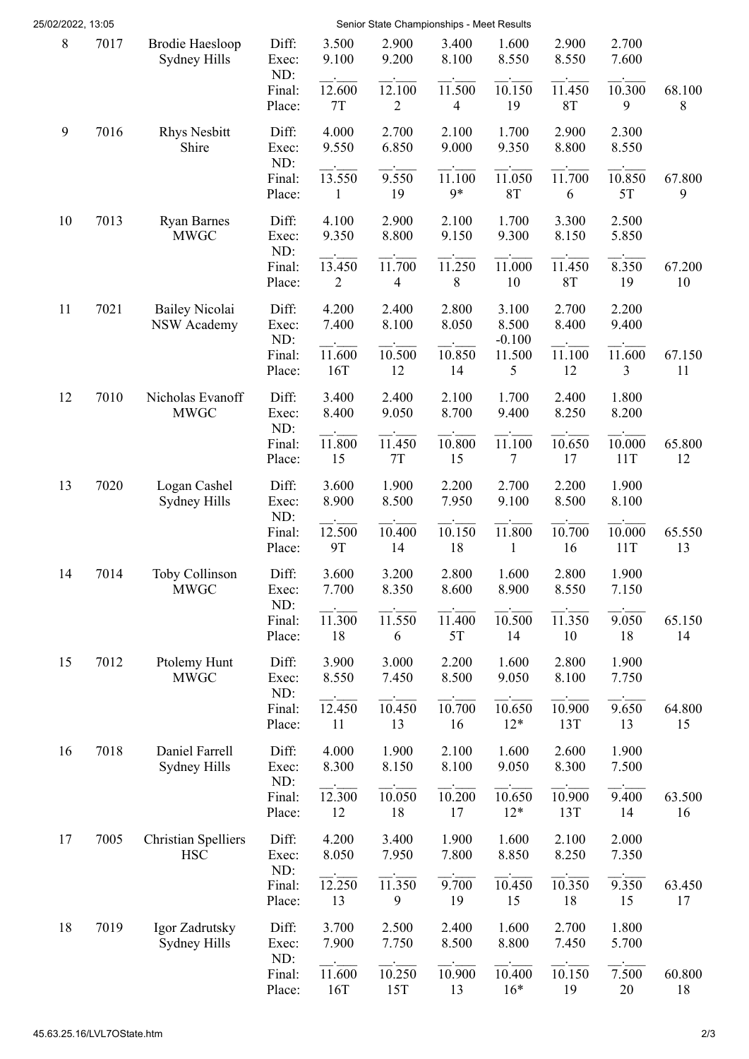| Rank | No. | Name / Club | | | | | | | | Total |
|---|---|---|---|---|---|---|---|---|---|---|
| 8 | 7017 | Brodie Haesloop<br>Sydney Hills | Diff: | 3.500 | 2.900 | 3.400 | 1.600 | 2.900 | 2.700 | |
| | | | Exec: | 9.100 | 9.200 | 8.100 | 8.550 | 8.550 | 7.600 | |
| | | | ND: | __.___ | __.___ | __.___ | __.___ | __.___ | __.___ | |
| | | | Final: | 12.600 | 12.100 | 11.500 | 10.150 | 11.450 | 10.300 | 68.100 |
| | | | Place: | 7T | 2 | 4 | 19 | 8T | 9 | 8 |
| 9 | 7016 | Rhys Nesbitt<br>Shire | Diff: | 4.000 | 2.700 | 2.100 | 1.700 | 2.900 | 2.300 | |
| | | | Exec: | 9.550 | 6.850 | 9.000 | 9.350 | 8.800 | 8.550 | |
| | | | ND: | __.___ | __.___ | __.___ | __.___ | __.___ | __.___ | |
| | | | Final: | 13.550 | 9.550 | 11.100 | 11.050 | 11.700 | 10.850 | 67.800 |
| | | | Place: | 1 | 19 | 9* | 8T | 6 | 5T | 9 |
| 10 | 7013 | Ryan Barnes<br>MWGC | Diff: | 4.100 | 2.900 | 2.100 | 1.700 | 3.300 | 2.500 | |
| | | | Exec: | 9.350 | 8.800 | 9.150 | 9.300 | 8.150 | 5.850 | |
| | | | ND: | __.___ | __.___ | __.___ | __.___ | __.___ | __.___ | |
| | | | Final: | 13.450 | 11.700 | 11.250 | 11.000 | 11.450 | 8.350 | 67.200 |
| | | | Place: | 2 | 4 | 8 | 10 | 8T | 19 | 10 |
| 11 | 7021 | Bailey Nicolai<br>NSW Academy | Diff: | 4.200 | 2.400 | 2.800 | 3.100 | 2.700 | 2.200 | |
| | | | Exec: | 7.400 | 8.100 | 8.050 | 8.500 | 8.400 | 9.400 | |
| | | | ND: | __.___ | __.___ | __.___ | -0.100 | __.___ | __.___ | |
| | | | Final: | 11.600 | 10.500 | 10.850 | 11.500 | 11.100 | 11.600 | 67.150 |
| | | | Place: | 16T | 12 | 14 | 5 | 12 | 3 | 11 |
| 12 | 7010 | Nicholas Evanoff<br>MWGC | Diff: | 3.400 | 2.400 | 2.100 | 1.700 | 2.400 | 1.800 | |
| | | | Exec: | 8.400 | 9.050 | 8.700 | 9.400 | 8.250 | 8.200 | |
| | | | ND: | __.___ | __.___ | __.___ | __.___ | __.___ | __.___ | |
| | | | Final: | 11.800 | 11.450 | 10.800 | 11.100 | 10.650 | 10.000 | 65.800 |
| | | | Place: | 15 | 7T | 15 | 7 | 17 | 11T | 12 |
| 13 | 7020 | Logan Cashel<br>Sydney Hills | Diff: | 3.600 | 1.900 | 2.200 | 2.700 | 2.200 | 1.900 | |
| | | | Exec: | 8.900 | 8.500 | 7.950 | 9.100 | 8.500 | 8.100 | |
| | | | ND: | __.___ | __.___ | __.___ | __.___ | __.___ | __.___ | |
| | | | Final: | 12.500 | 10.400 | 10.150 | 11.800 | 10.700 | 10.000 | 65.550 |
| | | | Place: | 9T | 14 | 18 | 1 | 16 | 11T | 13 |
| 14 | 7014 | Toby Collinson<br>MWGC | Diff: | 3.600 | 3.200 | 2.800 | 1.600 | 2.800 | 1.900 | |
| | | | Exec: | 7.700 | 8.350 | 8.600 | 8.900 | 8.550 | 7.150 | |
| | | | ND: | __.___ | __.___ | __.___ | __.___ | __.___ | __.___ | |
| | | | Final: | 11.300 | 11.550 | 11.400 | 10.500 | 11.350 | 9.050 | 65.150 |
| | | | Place: | 18 | 6 | 5T | 14 | 10 | 18 | 14 |
| 15 | 7012 | Ptolemy Hunt<br>MWGC | Diff: | 3.900 | 3.000 | 2.200 | 1.600 | 2.800 | 1.900 | |
| | | | Exec: | 8.550 | 7.450 | 8.500 | 9.050 | 8.100 | 7.750 | |
| | | | ND: | __.___ | __.___ | __.___ | __.___ | __.___ | __.___ | |
| | | | Final: | 12.450 | 10.450 | 10.700 | 10.650 | 10.900 | 9.650 | 64.800 |
| | | | Place: | 11 | 13 | 16 | 12* | 13T | 13 | 15 |
| 16 | 7018 | Daniel Farrell<br>Sydney Hills | Diff: | 4.000 | 1.900 | 2.100 | 1.600 | 2.600 | 1.900 | |
| | | | Exec: | 8.300 | 8.150 | 8.100 | 9.050 | 8.300 | 7.500 | |
| | | | ND: | __.___ | __.___ | __.___ | __.___ | __.___ | __.___ | |
| | | | Final: | 12.300 | 10.050 | 10.200 | 10.650 | 10.900 | 9.400 | 63.500 |
| | | | Place: | 12 | 18 | 17 | 12* | 13T | 14 | 16 |
| 17 | 7005 | Christian Spelliers<br>HSC | Diff: | 4.200 | 3.400 | 1.900 | 1.600 | 2.100 | 2.000 | |
| | | | Exec: | 8.050 | 7.950 | 7.800 | 8.850 | 8.250 | 7.350 | |
| | | | ND: | __.___ | __.___ | __.___ | __.___ | __.___ | __.___ | |
| | | | Final: | 12.250 | 11.350 | 9.700 | 10.450 | 10.350 | 9.350 | 63.450 |
| | | | Place: | 13 | 9 | 19 | 15 | 18 | 15 | 17 |
| 18 | 7019 | Igor Zadrutsky<br>Sydney Hills | Diff: | 3.700 | 2.500 | 2.400 | 1.600 | 2.700 | 1.800 | |
| | | | Exec: | 7.900 | 7.750 | 8.500 | 8.800 | 7.450 | 5.700 | |
| | | | ND: | __.___ | __.___ | __.___ | __.___ | __.___ | __.___ | |
| | | | Final: | 11.600 | 10.250 | 10.900 | 10.400 | 10.150 | 7.500 | 60.800 |
| | | | Place: | 16T | 15T | 13 | 16* | 19 | 20 | 18 |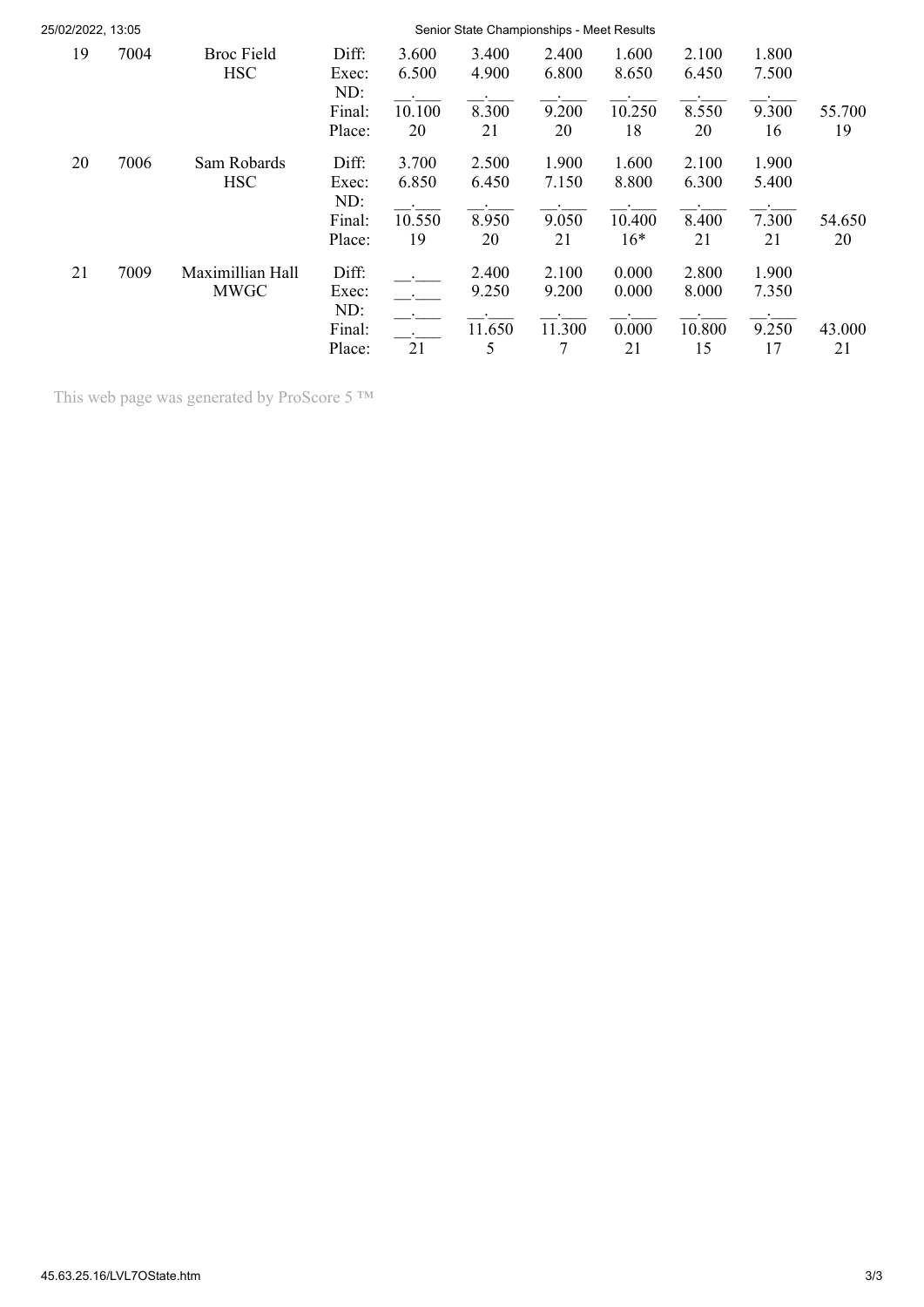| | | | | | | | | | | |
|---|---|---|---|---|---|---|---|---|---|---|
| 19 | 7004 | Broc Field | Diff: | 3.600 | 3.400 | 2.400 | 1.600 | 2.100 | 1.800 | |
| | | HSC | Exec: | 6.500 | 4.900 | 6.800 | 8.650 | 6.450 | 7.500 | |
| | | | ND: | __.___ | __.___ | __.___ | __.___ | __.___ | __.___ | |
| | | | Final: | 10.100 | 8.300 | 9.200 | 10.250 | 8.550 | 9.300 | 55.700 |
| | | | Place: | 20 | 21 | 20 | 18 | 20 | 16 | 19 |
| 20 | 7006 | Sam Robards | Diff: | 3.700 | 2.500 | 1.900 | 1.600 | 2.100 | 1.900 | |
| | | HSC | Exec: | 6.850 | 6.450 | 7.150 | 8.800 | 6.300 | 5.400 | |
| | | | ND: | __.___ | __.___ | __.___ | __.___ | __.___ | __.___ | |
| | | | Final: | 10.550 | 8.950 | 9.050 | 10.400 | 8.400 | 7.300 | 54.650 |
| | | | Place: | 19 | 20 | 21 | 16* | 21 | 21 | 20 |
| 21 | 7009 | Maximillian Hall | Diff: | __.___ | 2.400 | 2.100 | 0.000 | 2.800 | 1.900 | |
| | | MWGC | Exec: | __.___ | 9.250 | 9.200 | 0.000 | 8.000 | 7.350 | |
| | | | ND: | __.___ | __.___ | __.___ | __.___ | __.___ | __.___ | |
| | | | Final: | __.___ | 11.650 | 11.300 | 0.000 | 10.800 | 9.250 | 43.000 |
| | | | Place: | 21 | 5 | 7 | 21 | 15 | 17 | 21 |

This web page was generated by ProScore 5 ™